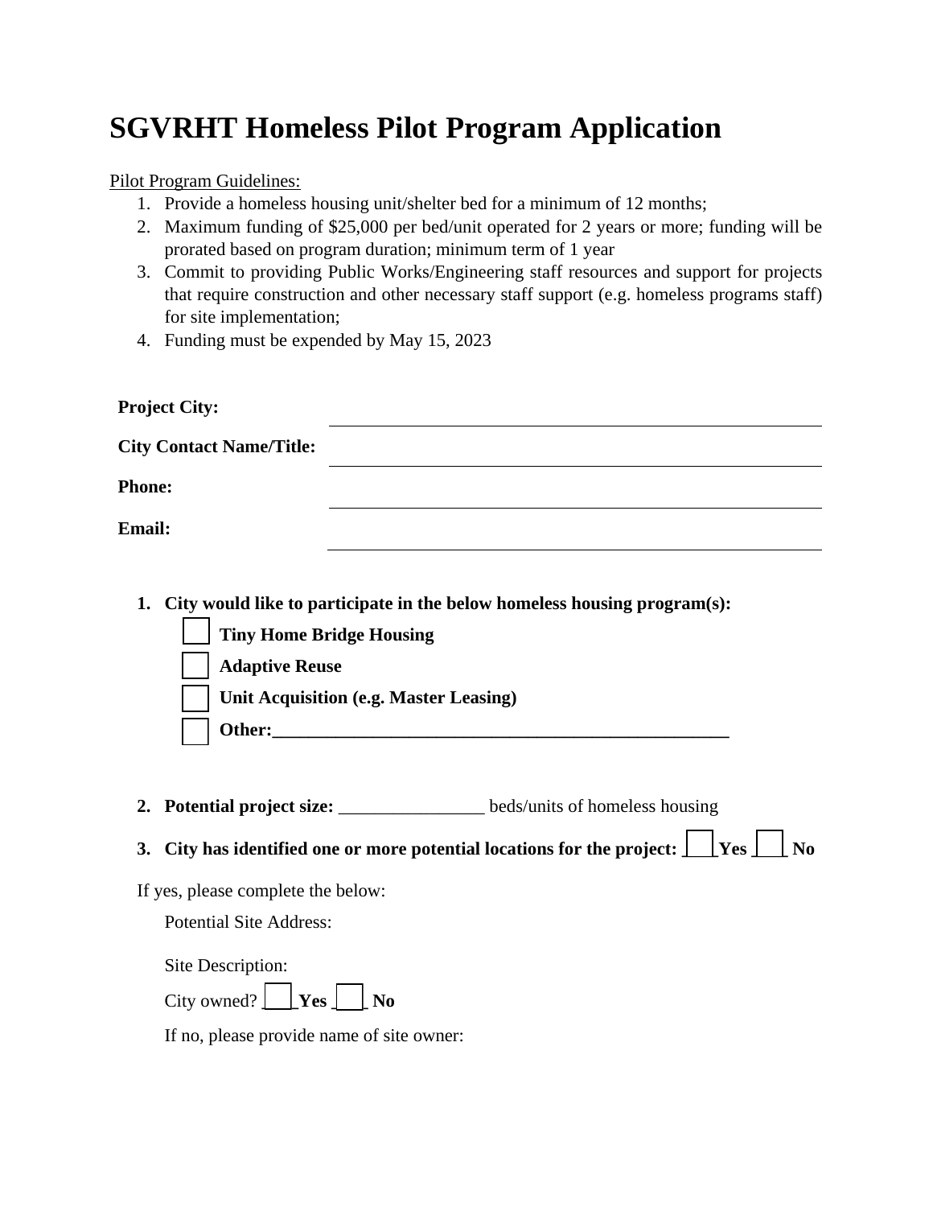# SGVRHT Homeless Pilot Program Application

Pilot Program Guidelines:

1. Provide a homeless housing unit/shelter bed for a minimum of 12 months;
2. Maximum funding of $25,000 per bed/unit operated for 2 years or more; funding will be prorated based on program duration; minimum term of 1 year
3. Commit to providing Public Works/Engineering staff resources and support for projects that require construction and other necessary staff support (e.g. homeless programs staff) for site implementation;
4. Funding must be expended by May 15, 2023

**Project City:** ____________________

**City Contact Name/Title:** ____________________

**Phone:** ____________________

**Email:** ____________________

1. **City would like to participate in the below homeless housing program(s):**
   - ☐ **Tiny Home Bridge Housing**
   - ☐ **Adaptive Reuse**
   - ☐ **Unit Acquisition (e.g. Master Leasing)**
   - ☐ **Other:**____________________________________________________

2. **Potential project size:** ________________ beds/units of homeless housing

3. **City has identified one or more potential locations for the project:** ☐ **Yes** ☐ **No**

If yes, please complete the below:

Potential Site Address:

Site Description:

City owned? ☐ **Yes** ☐ **No**

If no, please provide name of site owner: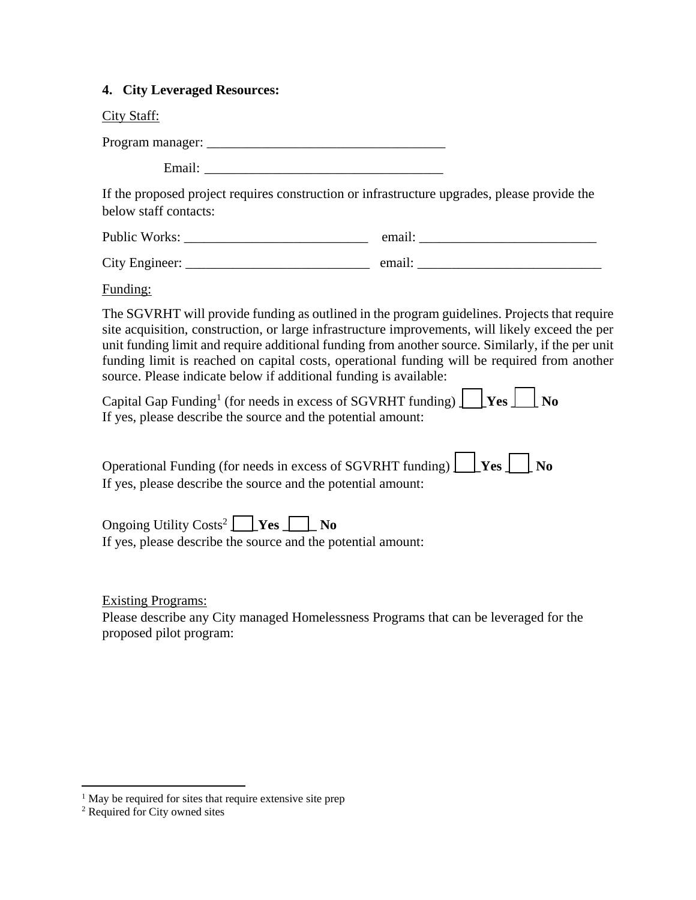## 4. City Leveraged Resources:

<u>City Staff:</u>

Program manager: ___________________________________

Email: ___________________________________

If the proposed project requires construction or infrastructure upgrades, please provide the below staff contacts:

Public Works: ___________________________ email: _________________________

City Engineer: ___________________________ email: ___________________________

<u>Funding:</u>

The SGVRHT will provide funding as outlined in the program guidelines. Projects that require site acquisition, construction, or large infrastructure improvements, will likely exceed the per unit funding limit and require additional funding from another source. Similarly, if the per unit funding limit is reached on capital costs, operational funding will be required from another source. Please indicate below if additional funding is available:

Capital Gap Funding[1] (for needs in excess of SGVRHT funding) ☐ **Yes** ☐ **No**
If yes, please describe the source and the potential amount:

Operational Funding (for needs in excess of SGVRHT funding) ☐ **Yes** ☐ **No**
If yes, please describe the source and the potential amount:

Ongoing Utility Costs[2] ☐ **Yes** ☐ **No**
If yes, please describe the source and the potential amount:

<u>Existing Programs:</u>
Please describe any City managed Homelessness Programs that can be leveraged for the proposed pilot program:

---

[1] May be required for sites that require extensive site prep
[2] Required for City owned sites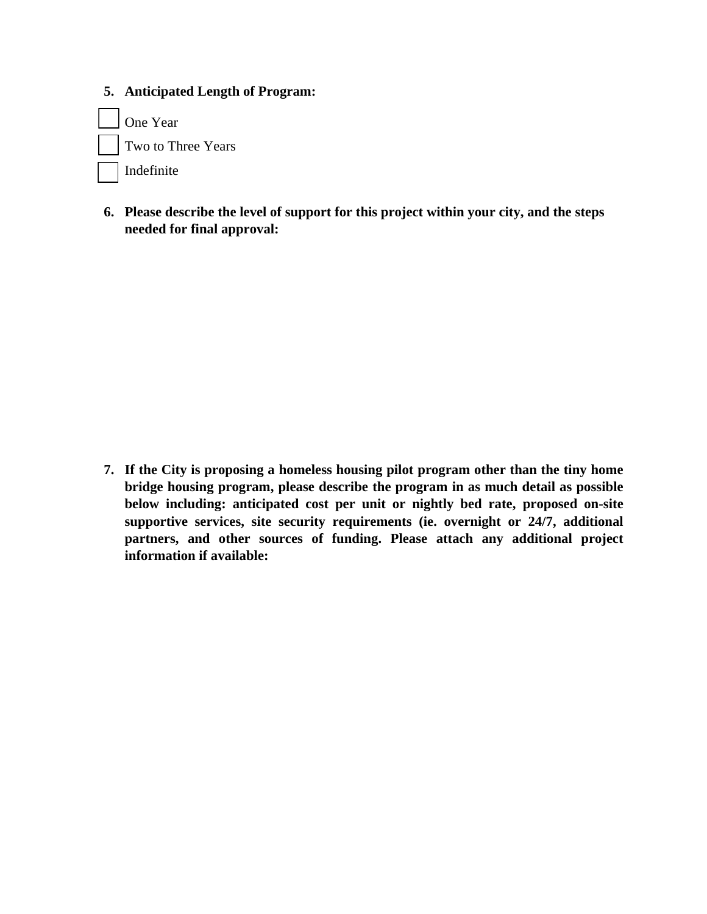5. **Anticipated Length of Program:**

- [ ] One Year
- [ ] Two to Three Years
- [ ] Indefinite

6. **Please describe the level of support for this project within your city, and the steps needed for final approval:**

7. **If the City is proposing a homeless housing pilot program other than the tiny home bridge housing program, please describe the program in as much detail as possible below including: anticipated cost per unit or nightly bed rate, proposed on-site supportive services, site security requirements (ie. overnight or 24/7, additional partners, and other sources of funding. Please attach any additional project information if available:**